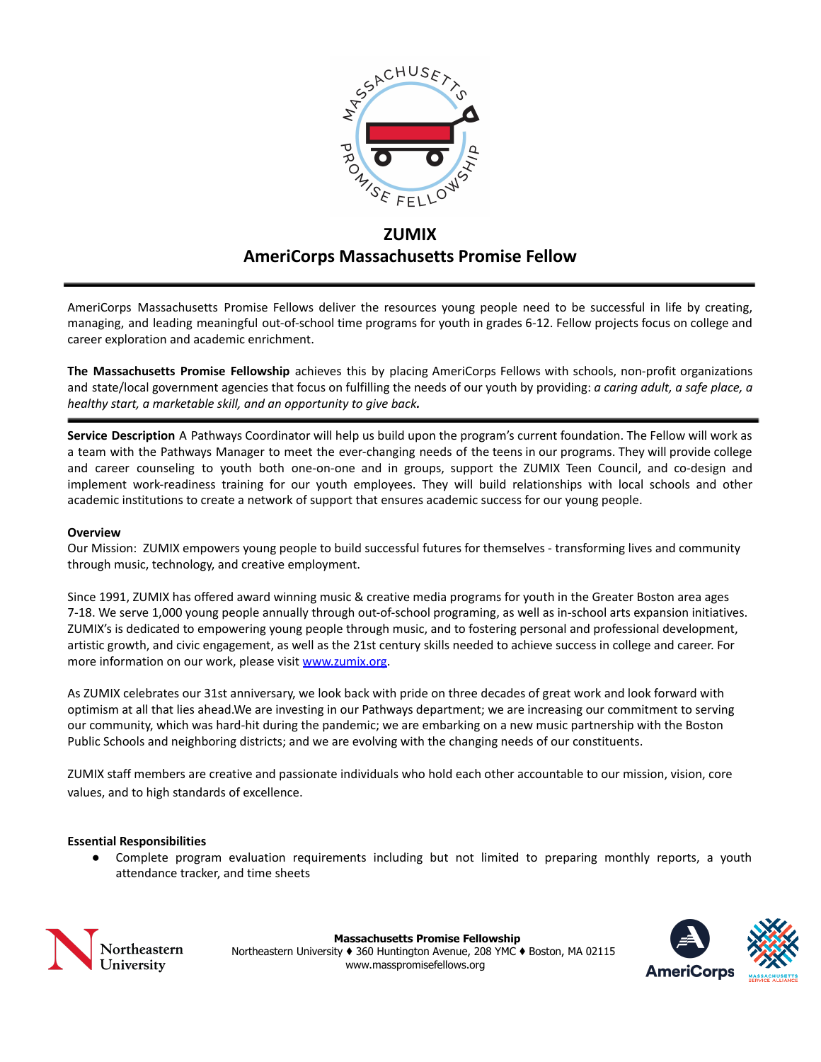# ZUMIX
## AmeriCorps Massachusetts Promise Fellow

AmeriCorps Massachusetts Promise Fellows deliver the resources young people need to be successful in life by creating, managing, and leading meaningful out-of-school time programs for youth in grades 6-12. Fellow projects focus on college and career exploration and academic enrichment.

**The Massachusetts Promise Fellowship** achieves this by placing AmeriCorps Fellows with schools, non-profit organizations and state/local government agencies that focus on fulfilling the needs of our youth by providing: *a caring adult, a safe place, a healthy start, a marketable skill, and an opportunity to give back.*

**Service Description** A Pathways Coordinator will help us build upon the program's current foundation. The Fellow will work as a team with the Pathways Manager to meet the ever-changing needs of the teens in our programs. They will provide college and career counseling to youth both one-on-one and in groups, support the ZUMIX Teen Council, and co-design and implement work-readiness training for our youth employees. They will build relationships with local schools and other academic institutions to create a network of support that ensures academic success for our young people.

**Overview**

Our Mission: ZUMIX empowers young people to build successful futures for themselves - transforming lives and community through music, technology, and creative employment.

Since 1991, ZUMIX has offered award winning music & creative media programs for youth in the Greater Boston area ages 7-18. We serve 1,000 young people annually through out-of-school programing, as well as in-school arts expansion initiatives. ZUMIX's is dedicated to empowering young people through music, and to fostering personal and professional development, artistic growth, and civic engagement, as well as the 21st century skills needed to achieve success in college and career. For more information on our work, please visit [www.zumix.org](http://www.zumix.org).

As ZUMIX celebrates our 31st anniversary, we look back with pride on three decades of great work and look forward with optimism at all that lies ahead.We are investing in our Pathways department; we are increasing our commitment to serving our community, which was hard-hit during the pandemic; we are embarking on a new music partnership with the Boston Public Schools and neighboring districts; and we are evolving with the changing needs of our constituents.

ZUMIX staff members are creative and passionate individuals who hold each other accountable to our mission, vision, core values, and to high standards of excellence.

**Essential Responsibilities**

- Complete program evaluation requirements including but not limited to preparing monthly reports, a youth attendance tracker, and time sheets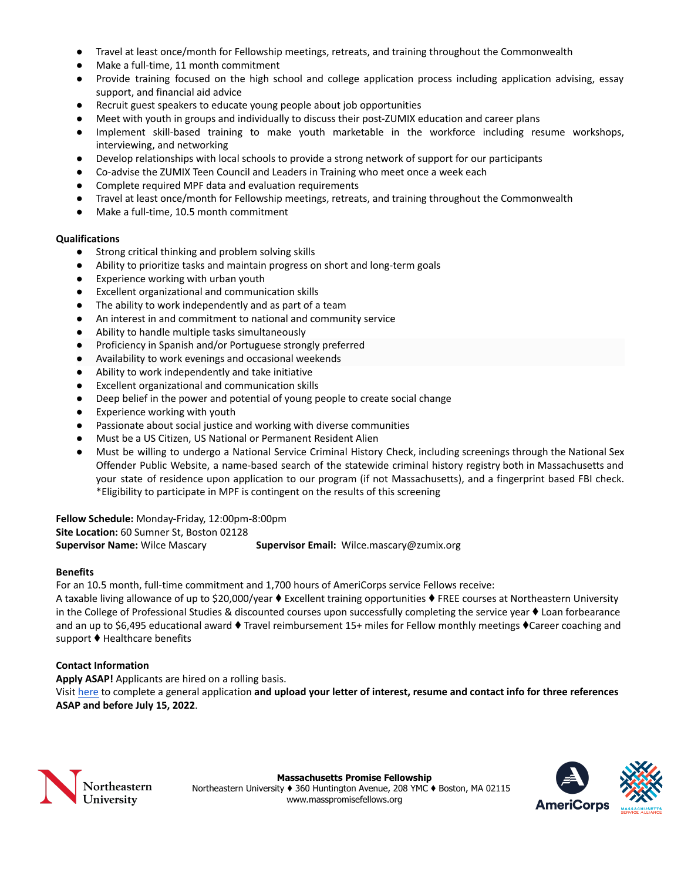- Travel at least once/month for Fellowship meetings, retreats, and training throughout the Commonwealth
- Make a full-time, 11 month commitment
- Provide training focused on the high school and college application process including application advising, essay support, and financial aid advice
- Recruit guest speakers to educate young people about job opportunities
- Meet with youth in groups and individually to discuss their post-ZUMIX education and career plans
- Implement skill-based training to make youth marketable in the workforce including resume workshops, interviewing, and networking
- Develop relationships with local schools to provide a strong network of support for our participants
- Co-advise the ZUMIX Teen Council and Leaders in Training who meet once a week each
- Complete required MPF data and evaluation requirements
- Travel at least once/month for Fellowship meetings, retreats, and training throughout the Commonwealth
- Make a full-time, 10.5 month commitment

**Qualifications**

- Strong critical thinking and problem solving skills
- Ability to prioritize tasks and maintain progress on short and long-term goals
- Experience working with urban youth
- Excellent organizational and communication skills
- The ability to work independently and as part of a team
- An interest in and commitment to national and community service
- Ability to handle multiple tasks simultaneously
- Proficiency in Spanish and/or Portuguese strongly preferred
- Availability to work evenings and occasional weekends
- Ability to work independently and take initiative
- Excellent organizational and communication skills
- Deep belief in the power and potential of young people to create social change
- Experience working with youth
- Passionate about social justice and working with diverse communities
- Must be a US Citizen, US National or Permanent Resident Alien
- Must be willing to undergo a National Service Criminal History Check, including screenings through the National Sex Offender Public Website, a name-based search of the statewide criminal history registry both in Massachusetts and your state of residence upon application to our program (if not Massachusetts), and a fingerprint based FBI check. *Eligibility to participate in MPF is contingent on the results of this screening

**Fellow Schedule:** Monday-Friday, 12:00pm-8:00pm
**Site Location:** 60 Sumner St, Boston 02128
**Supervisor Name:** Wilce Mascary **Supervisor Email:** Wilce.mascary@zumix.org

**Benefits**

For an 10.5 month, full-time commitment and 1,700 hours of AmeriCorps service Fellows receive:
A taxable living allowance of up to $20,000/year ♦ Excellent training opportunities ♦ FREE courses at Northeastern University in the College of Professional Studies & discounted courses upon successfully completing the service year ♦ Loan forbearance and an up to $6,495 educational award ♦ Travel reimbursement 15+ miles for Fellow monthly meetings ♦Career coaching and support ♦ Healthcare benefits

**Contact Information**

**Apply ASAP!** Applicants are hired on a rolling basis.
Visit here to complete a general application **and upload your letter of interest, resume and contact info for three references ASAP and before July 15, 2022**.

**Massachusetts Promise Fellowship**
Northeastern University ♦ 360 Huntington Avenue, 208 YMC ♦ Boston, MA 02115
www.masspromisefellows.org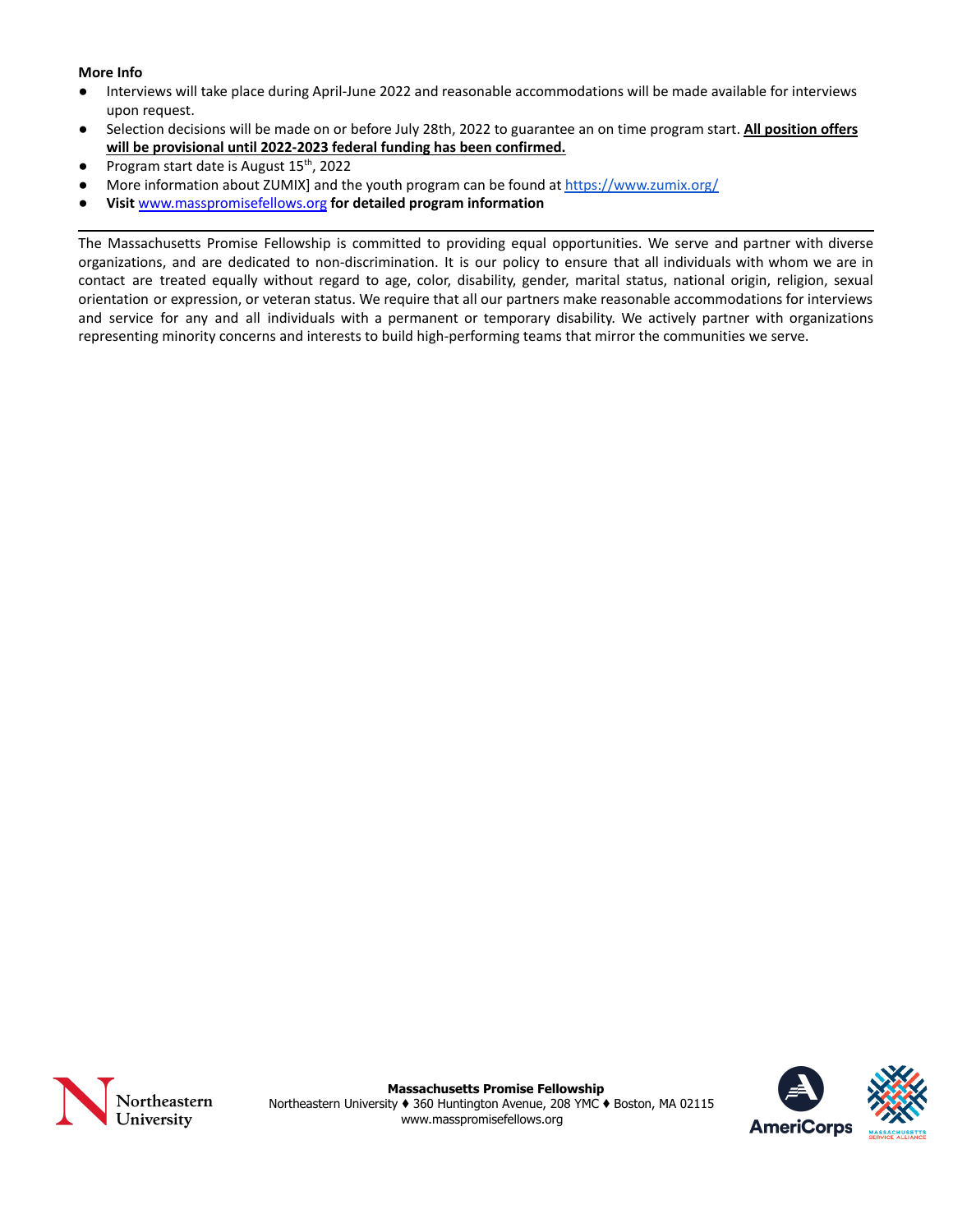**More Info**

- Interviews will take place during April-June 2022 and reasonable accommodations will be made available for interviews upon request.
- Selection decisions will be made on or before July 28th, 2022 to guarantee an on time program start. **All position offers will be provisional until 2022-2023 federal funding has been confirmed.**
- Program start date is August 15th, 2022
- More information about ZUMIX] and the youth program can be found at https://www.zumix.org/
- **Visit** www.masspromisefellows.org **for detailed program information**

---

The Massachusetts Promise Fellowship is committed to providing equal opportunities. We serve and partner with diverse organizations, and are dedicated to non-discrimination. It is our policy to ensure that all individuals with whom we are in contact are treated equally without regard to age, color, disability, gender, marital status, national origin, religion, sexual orientation or expression, or veteran status. We require that all our partners make reasonable accommodations for interviews and service for any and all individuals with a permanent or temporary disability. We actively partner with organizations representing minority concerns and interests to build high-performing teams that mirror the communities we serve.

Northeastern University

**Massachusetts Promise Fellowship**
Northeastern University ♦ 360 Huntington Avenue, 208 YMC ♦ Boston, MA 02115
www.masspromisefellows.org

AmeriCorps

MASSACHUSETTS SERVICE ALLIANCE